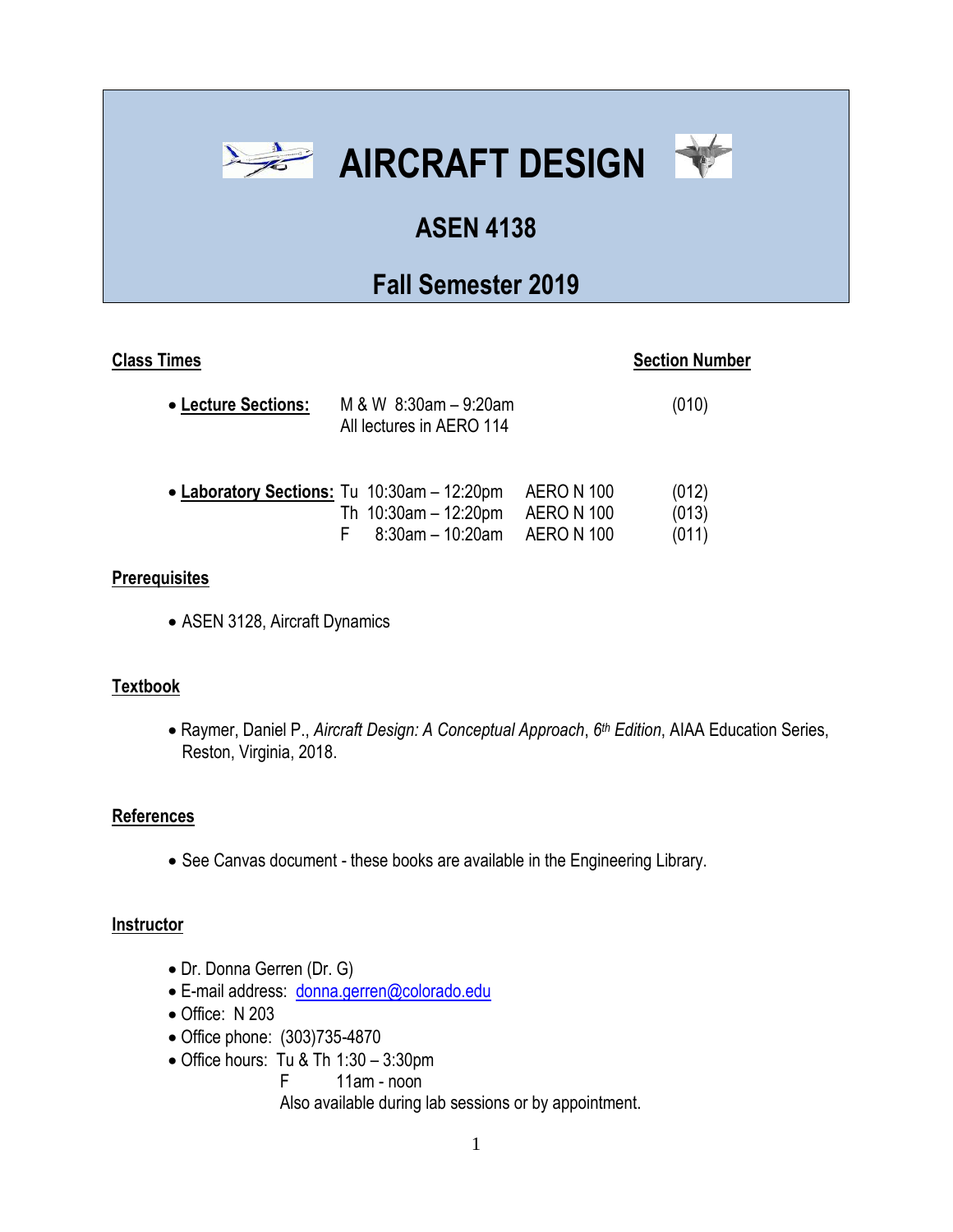# AIRCRAFT DESIGN

## ASEN 4138

## Fall Semester 2019

**Class Times** | **Section Number**

- **Lecture Sections:** M & W 8:30am – 9:20am (010)
  All lectures in AERO 114

- **Laboratory Sections:**

| Day | Time | Room | Section |
|---|---|---|---|
| Tu | 10:30am – 12:20pm | AERO N 100 | (012) |
| Th | 10:30am – 12:20pm | AERO N 100 | (013) |
| F | 8:30am – 10:20am | AERO N 100 | (011) |

**Prerequisites**

- ASEN 3128, Aircraft Dynamics

**Textbook**

- Raymer, Daniel P., *Aircraft Design: A Conceptual Approach*, *6th Edition*, AIAA Education Series, Reston, Virginia, 2018.

**References**

- See Canvas document - these books are available in the Engineering Library.

**Instructor**

- Dr. Donna Gerren (Dr. G)
- E-mail address: donna.gerren@colorado.edu
- Office: N 203
- Office phone: (303)735-4870
- Office hours: Tu & Th 1:30 – 3:30pm
  F 11am - noon
  Also available during lab sessions or by appointment.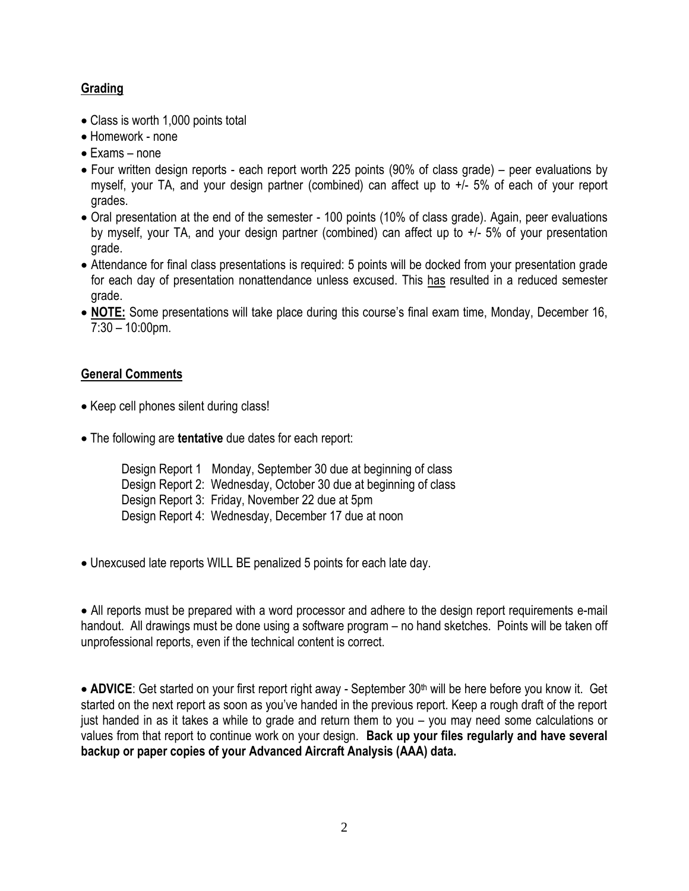## Grading

- Class is worth 1,000 points total
- Homework - none
- Exams – none
- Four written design reports - each report worth 225 points (90% of class grade) – peer evaluations by myself, your TA, and your design partner (combined) can affect up to +/- 5% of each of your report grades.
- Oral presentation at the end of the semester - 100 points (10% of class grade). Again, peer evaluations by myself, your TA, and your design partner (combined) can affect up to +/- 5% of your presentation grade.
- Attendance for final class presentations is required: 5 points will be docked from your presentation grade for each day of presentation nonattendance unless excused. This has resulted in a reduced semester grade.
- **NOTE:** Some presentations will take place during this course's final exam time, Monday, December 16, 7:30 – 10:00pm.

## General Comments

- Keep cell phones silent during class!
- The following are **tentative** due dates for each report:

  Design Report 1 Monday, September 30 due at beginning of class
  Design Report 2: Wednesday, October 30 due at beginning of class
  Design Report 3: Friday, November 22 due at 5pm
  Design Report 4: Wednesday, December 17 due at noon

- Unexcused late reports WILL BE penalized 5 points for each late day.

- All reports must be prepared with a word processor and adhere to the design report requirements e-mail handout. All drawings must be done using a software program – no hand sketches. Points will be taken off unprofessional reports, even if the technical content is correct.

- **ADVICE**: Get started on your first report right away - September 30th will be here before you know it. Get started on the next report as soon as you've handed in the previous report. Keep a rough draft of the report just handed in as it takes a while to grade and return them to you – you may need some calculations or values from that report to continue work on your design. **Back up your files regularly and have several backup or paper copies of your Advanced Aircraft Analysis (AAA) data.**